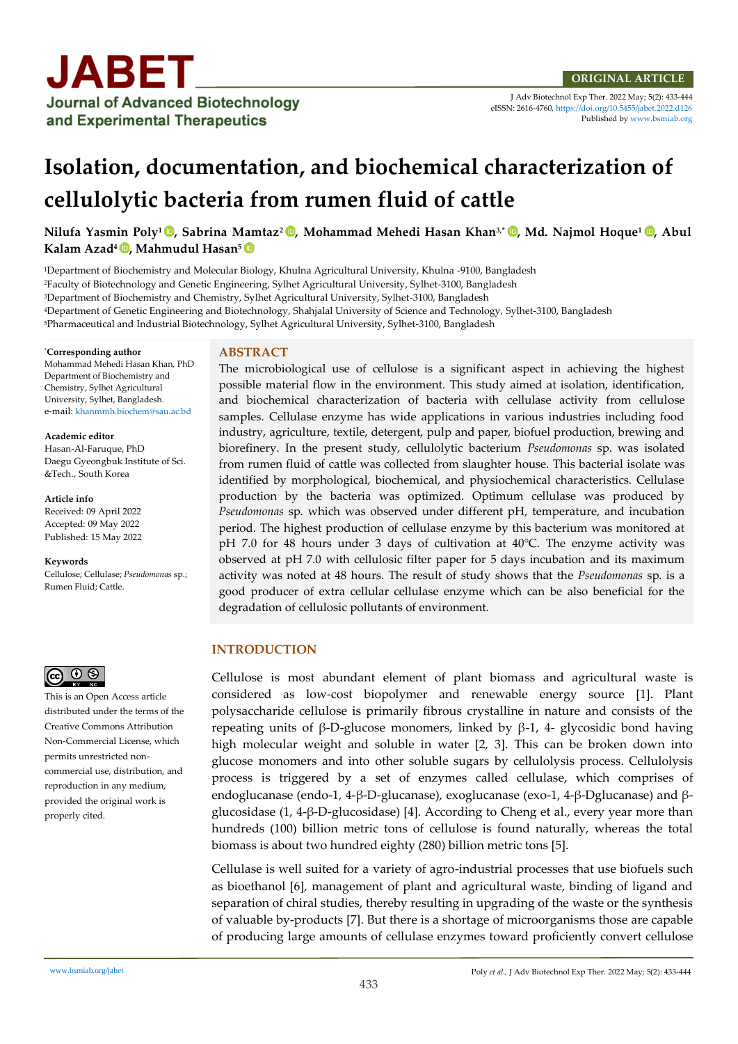ORIGINAL ARTICLE

# Isolation, documentation, and biochemical characterization of cellulolytic bacteria from rumen fluid of cattle

**Nilufa Yasmin Poly[1], Sabrina Mamtaz[2], Mohammad Mehedi Hasan Khan[3,*], Md. Najmol Hoque[1], Abul Kalam Azad[4], Mahmudul Hasan[5]**

[1]Department of Biochemistry and Molecular Biology, Khulna Agricultural University, Khulna -9100, Bangladesh
[2]Faculty of Biotechnology and Genetic Engineering, Sylhet Agricultural University, Sylhet-3100, Bangladesh
[3]Department of Biochemistry and Chemistry, Sylhet Agricultural University, Sylhet-3100, Bangladesh
[4]Department of Genetic Engineering and Biotechnology, Shahjalal University of Science and Technology, Sylhet-3100, Bangladesh
[5]Pharmaceutical and Industrial Biotechnology, Sylhet Agricultural University, Sylhet-3100, Bangladesh

**\*Corresponding author**
Mohammad Mehedi Hasan Khan, PhD
Department of Biochemistry and Chemistry, Sylhet Agricultural University, Sylhet, Bangladesh.
e-mail: khanmmh.biochem@sau.ac.bd

**Academic editor**
Hasan-Al-Faruque, PhD
Daegu Gyeongbuk Institute of Sci. &Tech., South Korea

**Article info**
Received: 09 April 2022
Accepted: 09 May 2022
Published: 15 May 2022

**Keywords**
Cellulose; Cellulase; *Pseudomonas* sp.; Rumen Fluid; Cattle.

This is an Open Access article distributed under the terms of the Creative Commons Attribution Non-Commercial License, which permits unrestricted non-commercial use, distribution, and reproduction in any medium, provided the original work is properly cited.

## ABSTRACT

The microbiological use of cellulose is a significant aspect in achieving the highest possible material flow in the environment. This study aimed at isolation, identification, and biochemical characterization of bacteria with cellulase activity from cellulose samples. Cellulase enzyme has wide applications in various industries including food industry, agriculture, textile, detergent, pulp and paper, biofuel production, brewing and biorefinery. In the present study, cellulolytic bacterium *Pseudomonas* sp. was isolated from rumen fluid of cattle was collected from slaughter house. This bacterial isolate was identified by morphological, biochemical, and physiochemical characteristics. Cellulase production by the bacteria was optimized. Optimum cellulase was produced by *Pseudomonas* sp. which was observed under different pH, temperature, and incubation period. The highest production of cellulase enzyme by this bacterium was monitored at pH 7.0 for 48 hours under 3 days of cultivation at 40°C. The enzyme activity was observed at pH 7.0 with cellulosic filter paper for 5 days incubation and its maximum activity was noted at 48 hours. The result of study shows that the *Pseudomonas* sp. is a good producer of extra cellular cellulase enzyme which can be also beneficial for the degradation of cellulosic pollutants of environment.

## INTRODUCTION

Cellulose is most abundant element of plant biomass and agricultural waste is considered as low-cost biopolymer and renewable energy source [1]. Plant polysaccharide cellulose is primarily fibrous crystalline in nature and consists of the repeating units of β-D-glucose monomers, linked by β-1, 4- glycosidic bond having high molecular weight and soluble in water [2, 3]. This can be broken down into glucose monomers and into other soluble sugars by cellulolysis process. Cellulolysis process is triggered by a set of enzymes called cellulase, which comprises of endoglucanase (endo-1, 4-β-D-glucanase), exoglucanase (exo-1, 4-β-Dglucanase) and β-glucosidase (1, 4-β-D-glucosidase) [4]. According to Cheng et al., every year more than hundreds (100) billion metric tons of cellulose is found naturally, whereas the total biomass is about two hundred eighty (280) billion metric tons [5].

Cellulase is well suited for a variety of agro-industrial processes that use biofuels such as bioethanol [6], management of plant and agricultural waste, binding of ligand and separation of chiral studies, thereby resulting in upgrading of the waste or the synthesis of valuable by-products [7]. But there is a shortage of microorganisms those are capable of producing large amounts of cellulase enzymes toward proficiently convert cellulose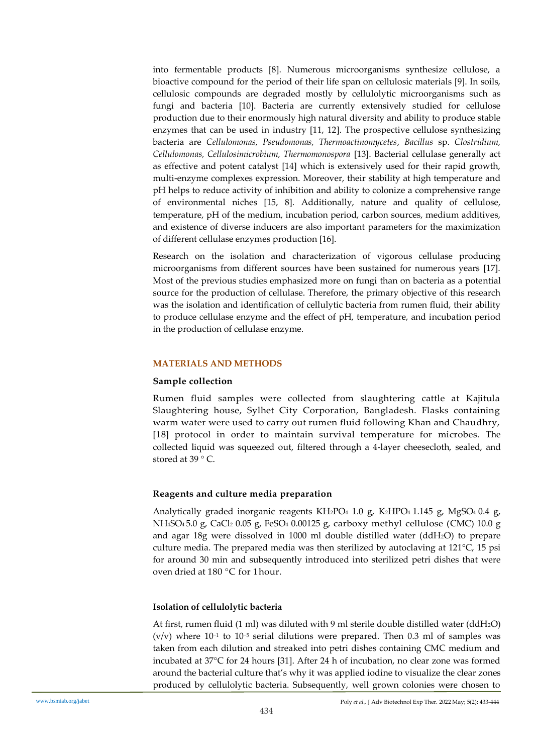into fermentable products [8]. Numerous microorganisms synthesize cellulose, a bioactive compound for the period of their life span on cellulosic materials [9]. In soils, cellulosic compounds are degraded mostly by cellulolytic microorganisms such as fungi and bacteria [10]. Bacteria are currently extensively studied for cellulose production due to their enormously high natural diversity and ability to produce stable enzymes that can be used in industry [11, 12]. The prospective cellulose synthesizing bacteria are *Cellulomonas, Pseudomonas, Thermoactinomycetes*, *Bacillus* sp. *Clostridium, Cellulomonas, Cellulosimicrobium, Thermomonospora* [13]. Bacterial cellulase generally act as effective and potent catalyst [14] which is extensively used for their rapid growth, multi-enzyme complexes expression. Moreover, their stability at high temperature and pH helps to reduce activity of inhibition and ability to colonize a comprehensive range of environmental niches [15, 8]. Additionally, nature and quality of cellulose, temperature, pH of the medium, incubation period, carbon sources, medium additives, and existence of diverse inducers are also important parameters for the maximization of different cellulase enzymes production [16].

Research on the isolation and characterization of vigorous cellulase producing microorganisms from different sources have been sustained for numerous years [17]. Most of the previous studies emphasized more on fungi than on bacteria as a potential source for the production of cellulase. Therefore, the primary objective of this research was the isolation and identification of cellulytic bacteria from rumen fluid, their ability to produce cellulase enzyme and the effect of pH, temperature, and incubation period in the production of cellulase enzyme.

## MATERIALS AND METHODS

### Sample collection

Rumen fluid samples were collected from slaughtering cattle at Kajitula Slaughtering house, Sylhet City Corporation, Bangladesh. Flasks containing warm water were used to carry out rumen fluid following Khan and Chaudhry, [18] protocol in order to maintain survival temperature for microbes. The collected liquid was squeezed out, filtered through a 4-layer cheesecloth, sealed, and stored at 39 ° C.

### Reagents and culture media preparation

Analytically graded inorganic reagents $KH_2PO_4$ 1.0 g, $K_2HPO_4$ 1.145 g, $MgSO_4$ 0.4 g, $NH_4SO_4$ 5.0 g, $CaCl_2$ 0.05 g, $FeSO_4$ 0.00125 g, carboxy methyl cellulose (CMC) 10.0 g and agar 18g were dissolved in 1000 ml double distilled water ($ddH_2O$) to prepare culture media. The prepared media was then sterilized by autoclaving at 121°C, 15 psi for around 30 min and subsequently introduced into sterilized petri dishes that were oven dried at 180 °C for 1 hour.

### Isolation of cellulolytic bacteria

At first, rumen fluid (1 ml) was diluted with 9 ml sterile double distilled water ($ddH_2O$) (v/v) where $10^{-1}$ to $10^{-5}$ serial dilutions were prepared. Then 0.3 ml of samples was taken from each dilution and streaked into petri dishes containing CMC medium and incubated at 37°C for 24 hours [31]. After 24 h of incubation, no clear zone was formed around the bacterial culture that's why it was applied iodine to visualize the clear zones produced by cellulolytic bacteria. Subsequently, well grown colonies were chosen to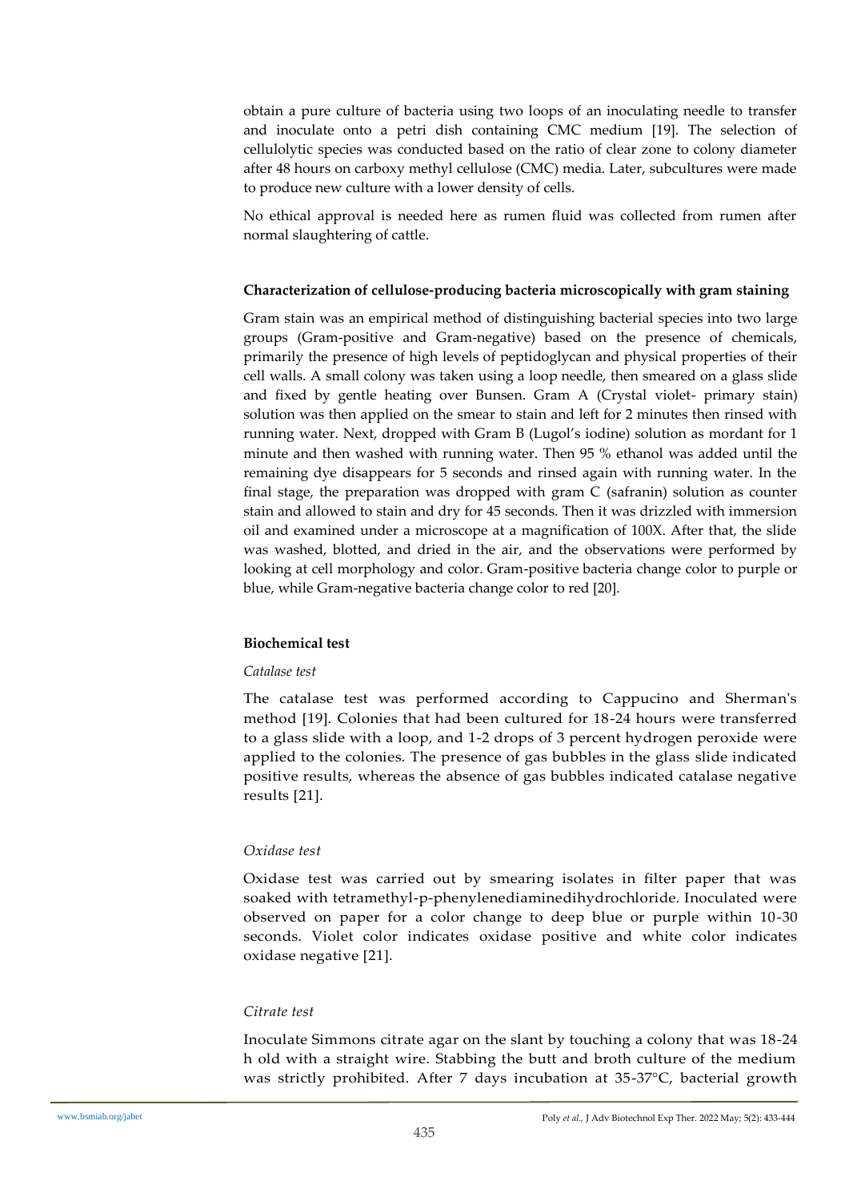obtain a pure culture of bacteria using two loops of an inoculating needle to transfer and inoculate onto a petri dish containing CMC medium [19]. The selection of cellulolytic species was conducted based on the ratio of clear zone to colony diameter after 48 hours on carboxy methyl cellulose (CMC) media. Later, subcultures were made to produce new culture with a lower density of cells.

No ethical approval is needed here as rumen fluid was collected from rumen after normal slaughtering of cattle.

**Characterization of cellulose-producing bacteria microscopically with gram staining**

Gram stain was an empirical method of distinguishing bacterial species into two large groups (Gram-positive and Gram-negative) based on the presence of chemicals, primarily the presence of high levels of peptidoglycan and physical properties of their cell walls. A small colony was taken using a loop needle, then smeared on a glass slide and fixed by gentle heating over Bunsen. Gram A (Crystal violet- primary stain) solution was then applied on the smear to stain and left for 2 minutes then rinsed with running water. Next, dropped with Gram B (Lugol's iodine) solution as mordant for 1 minute and then washed with running water. Then 95 % ethanol was added until the remaining dye disappears for 5 seconds and rinsed again with running water. In the final stage, the preparation was dropped with gram C (safranin) solution as counter stain and allowed to stain and dry for 45 seconds. Then it was drizzled with immersion oil and examined under a microscope at a magnification of 100X. After that, the slide was washed, blotted, and dried in the air, and the observations were performed by looking at cell morphology and color. Gram-positive bacteria change color to purple or blue, while Gram-negative bacteria change color to red [20].

**Biochemical test**

*Catalase test*

The catalase test was performed according to Cappucino and Sherman's method [19]. Colonies that had been cultured for 18-24 hours were transferred to a glass slide with a loop, and 1-2 drops of 3 percent hydrogen peroxide were applied to the colonies. The presence of gas bubbles in the glass slide indicated positive results, whereas the absence of gas bubbles indicated catalase negative results [21].

*Oxidase test*

Oxidase test was carried out by smearing isolates in filter paper that was soaked with tetramethyl-p-phenylenediaminedihydrochloride. Inoculated were observed on paper for a color change to deep blue or purple within 10-30 seconds. Violet color indicates oxidase positive and white color indicates oxidase negative [21].

*Citrate test*

Inoculate Simmons citrate agar on the slant by touching a colony that was 18-24 h old with a straight wire. Stabbing the butt and broth culture of the medium was strictly prohibited. After 7 days incubation at 35-37°C, bacterial growth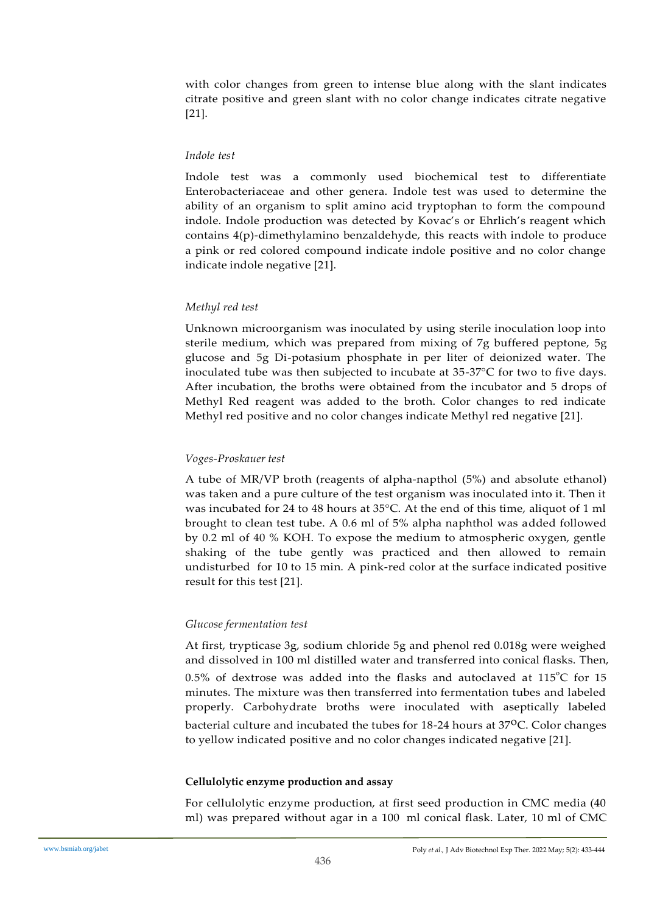with color changes from green to intense blue along with the slant indicates citrate positive and green slant with no color change indicates citrate negative [21].

*Indole test*

Indole test was a commonly used biochemical test to differentiate Enterobacteriaceae and other genera. Indole test was used to determine the ability of an organism to split amino acid tryptophan to form the compound indole. Indole production was detected by Kovac's or Ehrlich's reagent which contains 4(p)-dimethylamino benzaldehyde, this reacts with indole to produce a pink or red colored compound indicate indole positive and no color change indicate indole negative [21].

*Methyl red test*

Unknown microorganism was inoculated by using sterile inoculation loop into sterile medium, which was prepared from mixing of 7g buffered peptone, 5g glucose and 5g Di-potasium phosphate in per liter of deionized water. The inoculated tube was then subjected to incubate at 35-37°C for two to five days. After incubation, the broths were obtained from the incubator and 5 drops of Methyl Red reagent was added to the broth. Color changes to red indicate Methyl red positive and no color changes indicate Methyl red negative [21].

*Voges-Proskauer test*

A tube of MR/VP broth (reagents of alpha-napthol (5%) and absolute ethanol) was taken and a pure culture of the test organism was inoculated into it. Then it was incubated for 24 to 48 hours at 35°C. At the end of this time, aliquot of 1 ml brought to clean test tube. A 0.6 ml of 5% alpha naphthol was added followed by 0.2 ml of 40 % KOH. To expose the medium to atmospheric oxygen, gentle shaking of the tube gently was practiced and then allowed to remain undisturbed for 10 to 15 min. A pink-red color at the surface indicated positive result for this test [21].

*Glucose fermentation test*

At first, trypticase 3g, sodium chloride 5g and phenol red 0.018g were weighed and dissolved in 100 ml distilled water and transferred into conical flasks. Then, 0.5% of dextrose was added into the flasks and autoclaved at 115°C for 15 minutes. The mixture was then transferred into fermentation tubes and labeled properly. Carbohydrate broths were inoculated with aseptically labeled bacterial culture and incubated the tubes for 18-24 hours at 37°C. Color changes to yellow indicated positive and no color changes indicated negative [21].

**Cellulolytic enzyme production and assay**

For cellulolytic enzyme production, at first seed production in CMC media (40 ml) was prepared without agar in a 100 ml conical flask. Later, 10 ml of CMC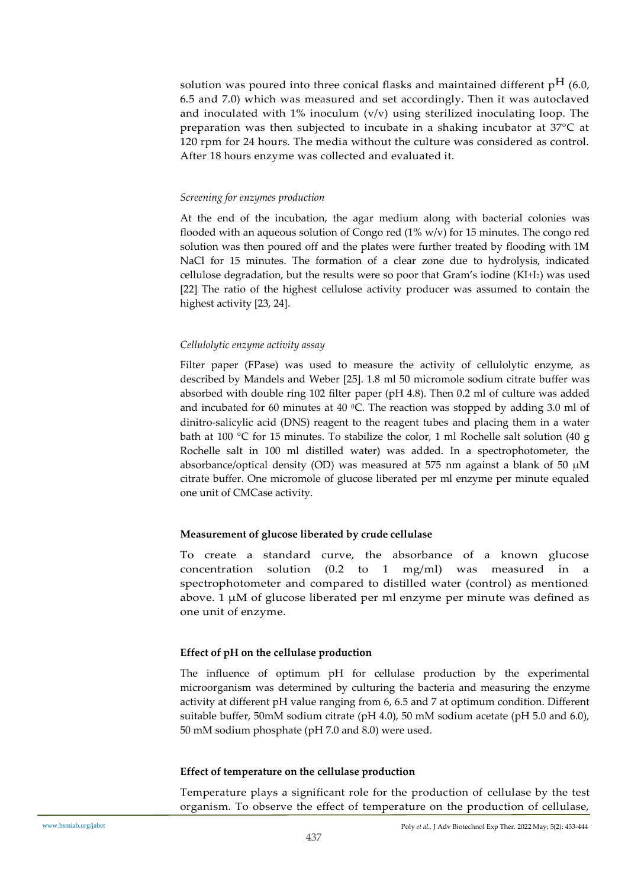solution was poured into three conical flasks and maintained different p$^{H}$ (6.0, 6.5 and 7.0) which was measured and set accordingly. Then it was autoclaved and inoculated with 1% inoculum (v/v) using sterilized inoculating loop. The preparation was then subjected to incubate in a shaking incubator at 37°C at 120 rpm for 24 hours. The media without the culture was considered as control. After 18 hours enzyme was collected and evaluated it.

### *Screening for enzymes production*

At the end of the incubation, the agar medium along with bacterial colonies was flooded with an aqueous solution of Congo red (1% w/v) for 15 minutes. The congo red solution was then poured off and the plates were further treated by flooding with 1M NaCl for 15 minutes. The formation of a clear zone due to hydrolysis, indicated cellulose degradation, but the results were so poor that Gram's iodine ($KI+I_2$) was used [22]. The ratio of the highest cellulose activity producer was assumed to contain the highest activity [23, 24].

### *Cellulolytic enzyme activity assay*

Filter paper (FPase) was used to measure the activity of cellulolytic enzyme, as described by Mandels and Weber [25]. 1.8 ml 50 micromole sodium citrate buffer was absorbed with double ring 102 filter paper (pH 4.8). Then 0.2 ml of culture was added and incubated for 60 minutes at 40 $^{0}$C. The reaction was stopped by adding 3.0 ml of dinitro-salicylic acid (DNS) reagent to the reagent tubes and placing them in a water bath at 100 °C for 15 minutes. To stabilize the color, 1 ml Rochelle salt solution (40 g Rochelle salt in 100 ml distilled water) was added. In a spectrophotometer, the absorbance/optical density (OD) was measured at 575 nm against a blank of 50 μM citrate buffer. One micromole of glucose liberated per ml enzyme per minute equaled one unit of CMCase activity.

## **Measurement of glucose liberated by crude cellulase**

To create a standard curve, the absorbance of a known glucose concentration solution (0.2 to 1 mg/ml) was measured in a spectrophotometer and compared to distilled water (control) as mentioned above. 1 μM of glucose liberated per ml enzyme per minute was defined as one unit of enzyme.

## **Effect of pH on the cellulase production**

The influence of optimum pH for cellulase production by the experimental microorganism was determined by culturing the bacteria and measuring the enzyme activity at different pH value ranging from 6, 6.5 and 7 at optimum condition. Different suitable buffer, 50mM sodium citrate (pH 4.0), 50 mM sodium acetate (pH 5.0 and 6.0), 50 mM sodium phosphate (pH 7.0 and 8.0) were used.

## **Effect of temperature on the cellulase production**

Temperature plays a significant role for the production of cellulase by the test organism. To observe the effect of temperature on the production of cellulase,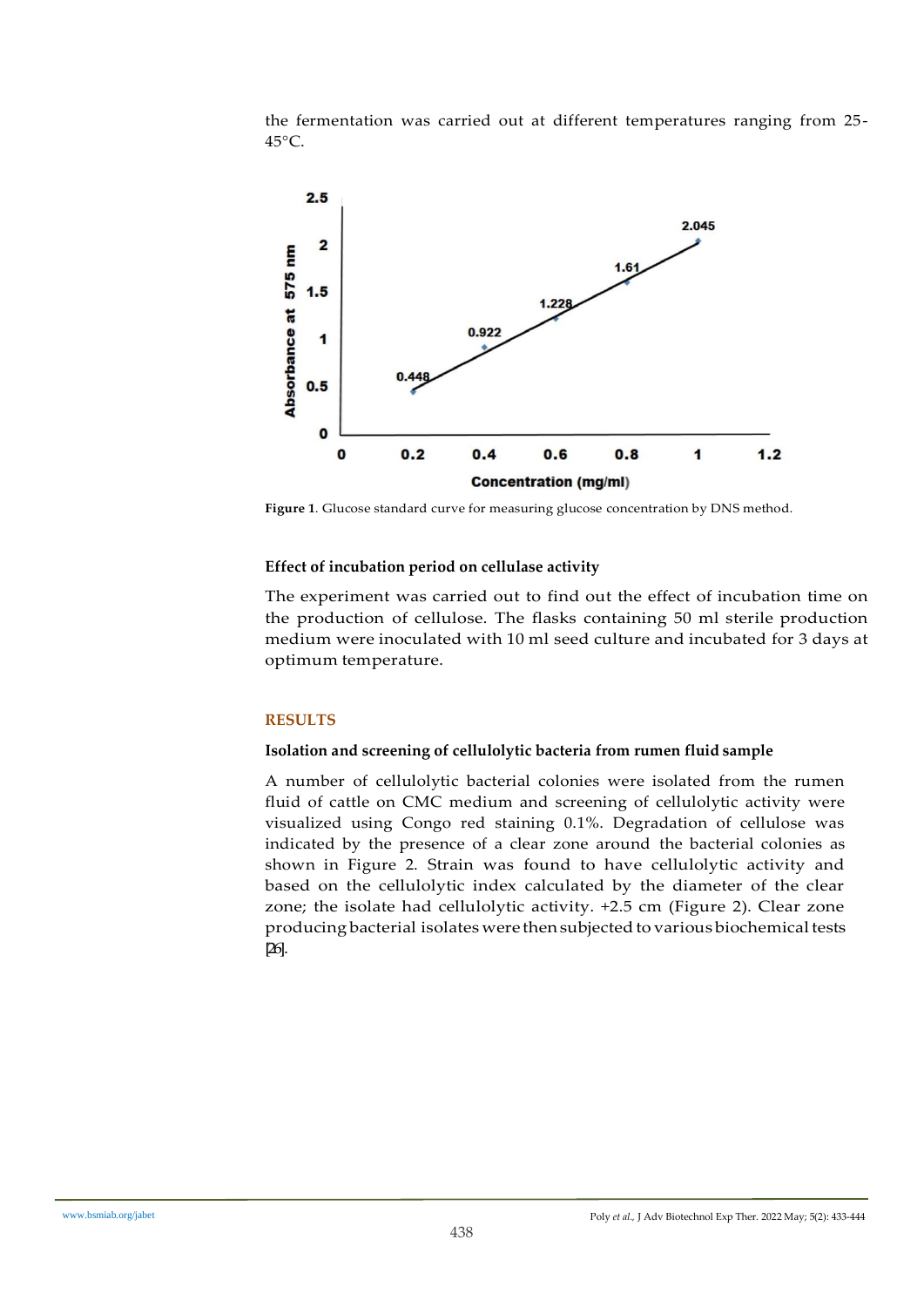the fermentation was carried out at different temperatures ranging from 25-45°C.

Figure 1. Glucose standard curve for measuring glucose concentration by DNS method.

### Effect of incubation period on cellulase activity

The experiment was carried out to find out the effect of incubation time on the production of cellulose. The flasks containing 50 ml sterile production medium were inoculated with 10 ml seed culture and incubated for 3 days at optimum temperature.

## RESULTS

### Isolation and screening of cellulolytic bacteria from rumen fluid sample

A number of cellulolytic bacterial colonies were isolated from the rumen fluid of cattle on CMC medium and screening of cellulolytic activity were visualized using Congo red staining 0.1%. Degradation of cellulose was indicated by the presence of a clear zone around the bacterial colonies as shown in Figure 2. Strain was found to have cellulolytic activity and based on the cellulolytic index calculated by the diameter of the clear zone; the isolate had cellulolytic activity. +2.5 cm (Figure 2). Clear zone producing bacterial isolates were then subjected to various biochemical tests [26].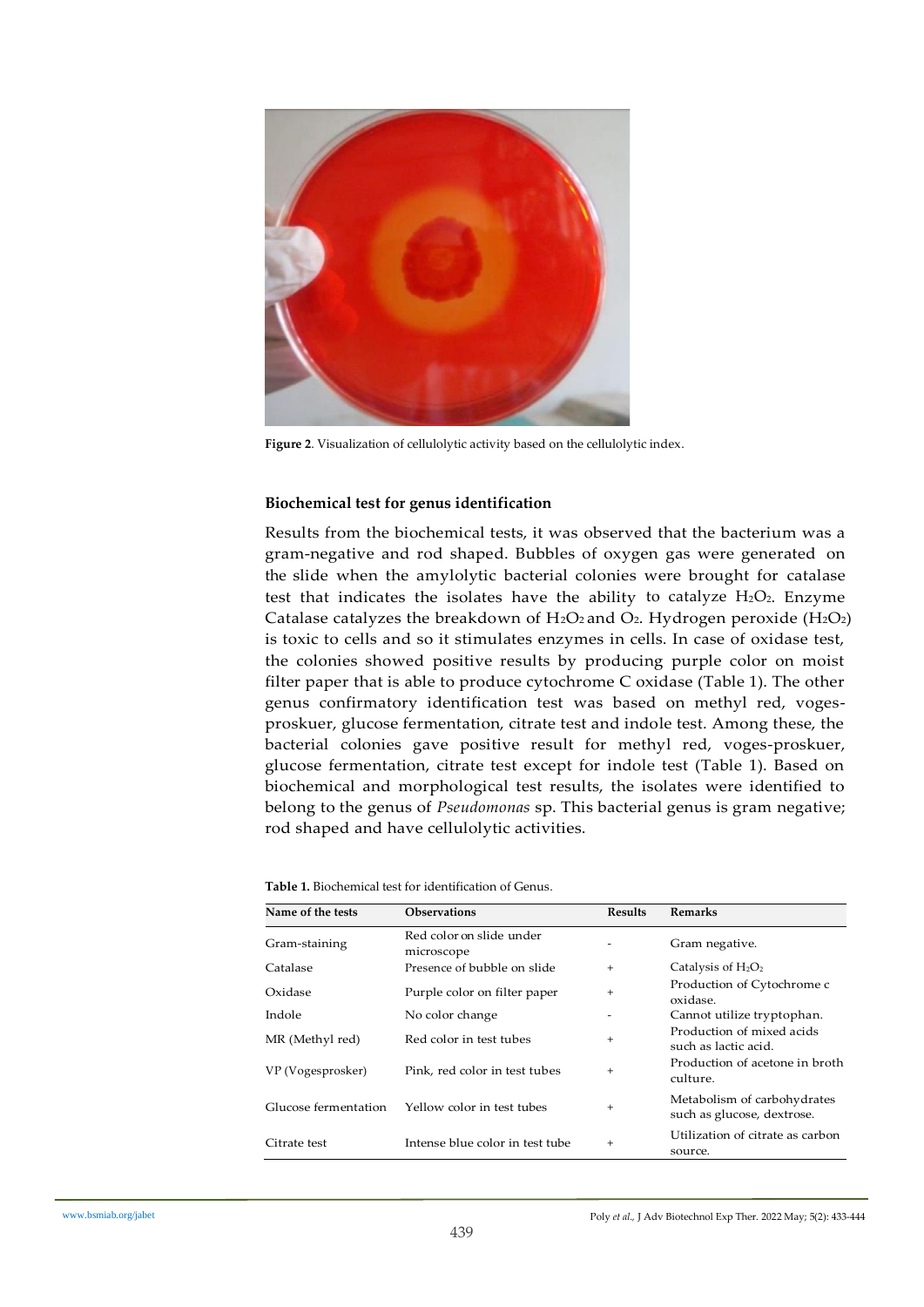Figure 2. Visualization of cellulolytic activity based on the cellulolytic index.

### Biochemical test for genus identification

Results from the biochemical tests, it was observed that the bacterium was a gram-negative and rod shaped. Bubbles of oxygen gas were generated on the slide when the amylolytic bacterial colonies were brought for catalase test that indicates the isolates have the ability to catalyze $H_2O_2$. Enzyme Catalase catalyzes the breakdown of $H_2O_2$ and $O_2$. Hydrogen peroxide ($H_2O_2$) is toxic to cells and so it stimulates enzymes in cells. In case of oxidase test, the colonies showed positive results by producing purple color on moist filter paper that is able to produce cytochrome C oxidase (Table 1). The other genus confirmatory identification test was based on methyl red, voges-proskuer, glucose fermentation, citrate test and indole test. Among these, the bacterial colonies gave positive result for methyl red, voges-proskuer, glucose fermentation, citrate test except for indole test (Table 1). Based on biochemical and morphological test results, the isolates were identified to belong to the genus of *Pseudomonas* sp. This bacterial genus is gram negative; rod shaped and have cellulolytic activities.

**Table 1.** Biochemical test for identification of Genus.

| Name of the tests | Observations | Results | Remarks |
|---|---|---|---|
| Gram-staining | Red color on slide under microscope | - | Gram negative. |
| Catalase | Presence of bubble on slide | + | Catalysis of $H_2O_2$ |
| Oxidase | Purple color on filter paper | + | Production of Cytochrome c oxidase. |
| Indole | No color change | - | Cannot utilize tryptophan. |
| MR (Methyl red) | Red color in test tubes | + | Production of mixed acids such as lactic acid. |
| VP (Vogesprosker) | Pink, red color in test tubes | + | Production of acetone in broth culture. |
| Glucose fermentation | Yellow color in test tubes | + | Metabolism of carbohydrates such as glucose, dextrose. |
| Citrate test | Intense blue color in test tube | + | Utilization of citrate as carbon source. |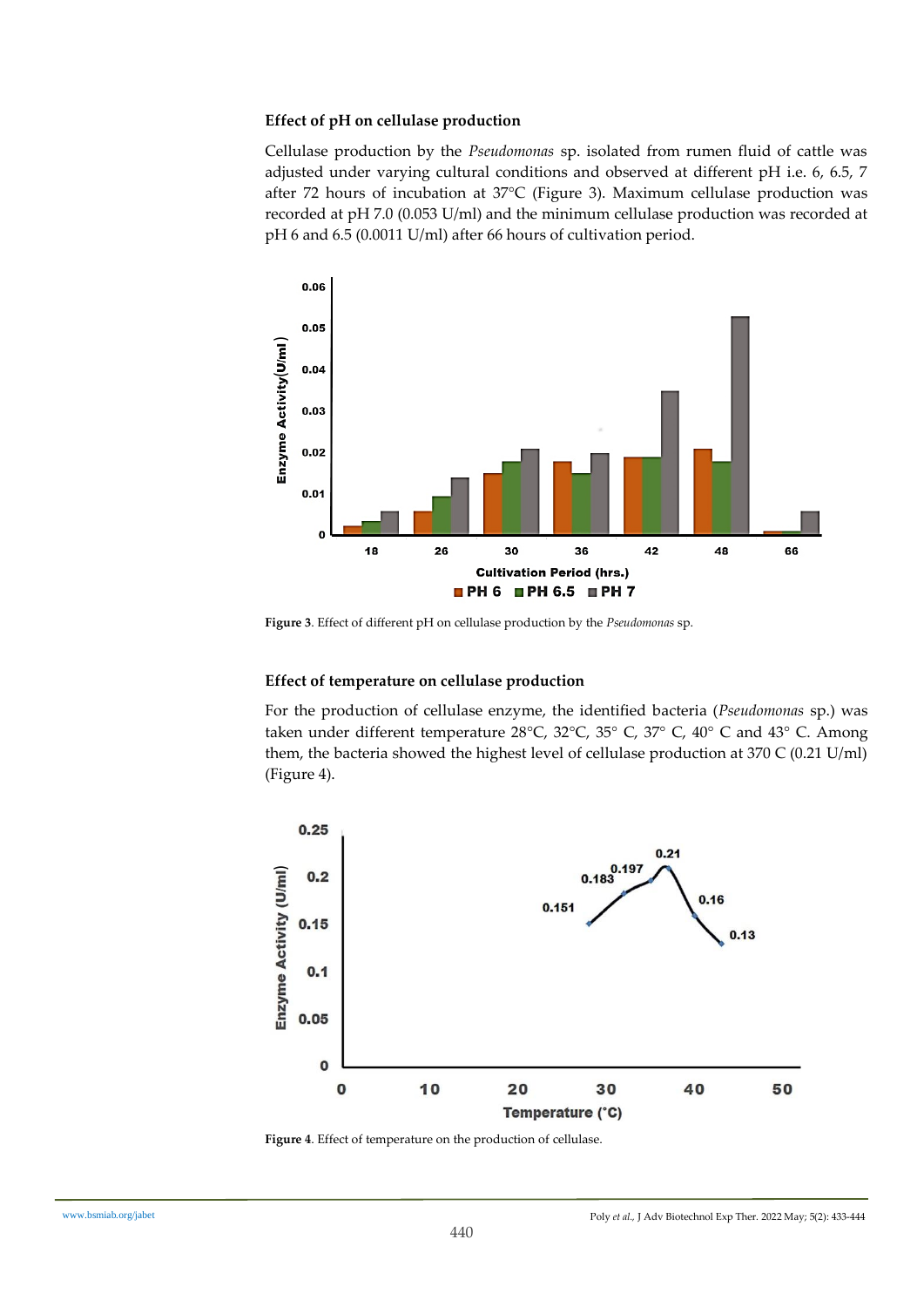### Effect of pH on cellulase production

Cellulase production by the *Pseudomonas* sp. isolated from rumen fluid of cattle was adjusted under varying cultural conditions and observed at different pH i.e. 6, 6.5, 7 after 72 hours of incubation at 37°C (Figure 3). Maximum cellulase production was recorded at pH 7.0 (0.053 U/ml) and the minimum cellulase production was recorded at pH 6 and 6.5 (0.0011 U/ml) after 66 hours of cultivation period.

**Figure 3**. Effect of different pH on cellulase production by the *Pseudomonas* sp.

### Effect of temperature on cellulase production

For the production of cellulase enzyme, the identified bacteria (*Pseudomonas* sp.) was taken under different temperature 28°C, 32°C, 35° C, 37° C, 40° C and 43° C. Among them, the bacteria showed the highest level of cellulase production at 370 C (0.21 U/ml) (Figure 4).

**Figure 4**. Effect of temperature on the production of cellulase.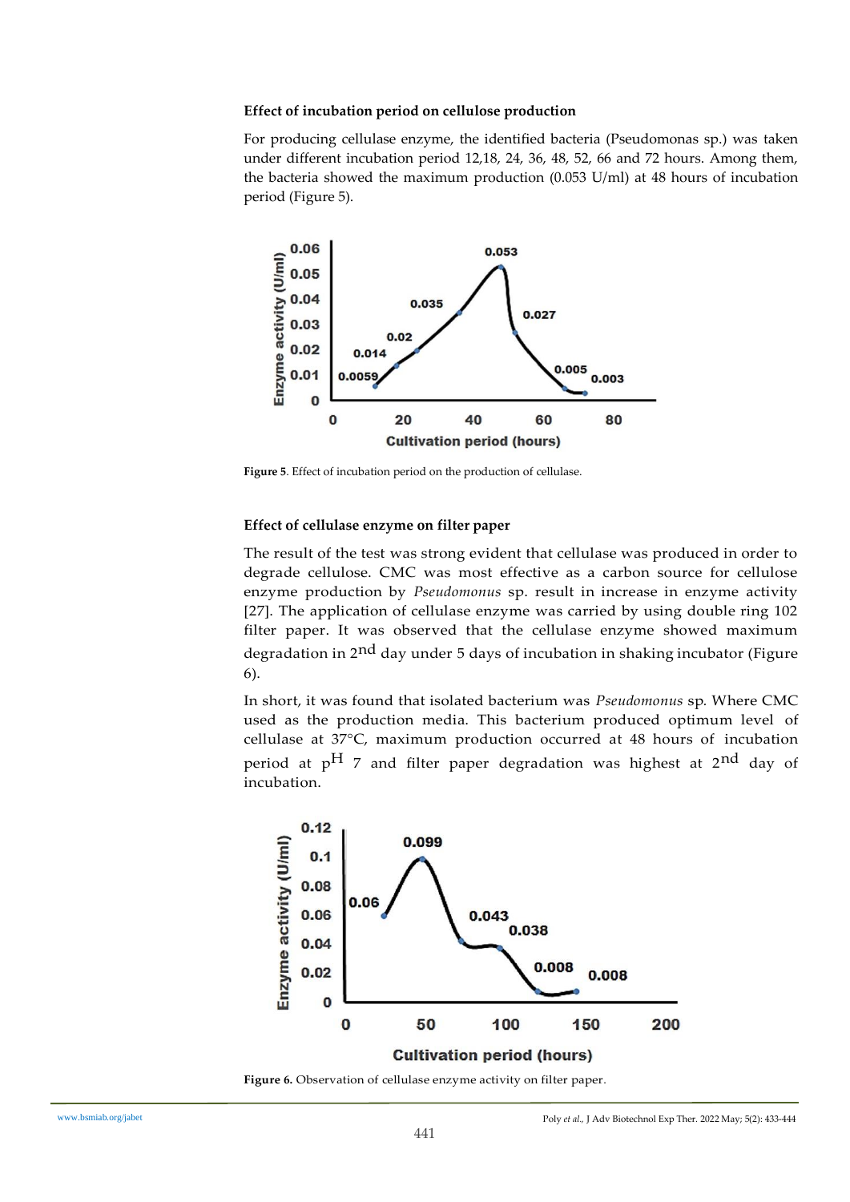#### Effect of incubation period on cellulose production

For producing cellulase enzyme, the identified bacteria (Pseudomonas sp.) was taken under different incubation period 12,18, 24, 36, 48, 52, 66 and 72 hours. Among them, the bacteria showed the maximum production (0.053 U/ml) at 48 hours of incubation period (Figure 5).

**Figure 5**. Effect of incubation period on the production of cellulase.

#### Effect of cellulase enzyme on filter paper

The result of the test was strong evident that cellulase was produced in order to degrade cellulose. CMC was most effective as a carbon source for cellulose enzyme production by *Pseudomonus* sp. result in increase in enzyme activity [27]. The application of cellulase enzyme was carried by using double ring 102 filter paper. It was observed that the cellulase enzyme showed maximum degradation in 2nd day under 5 days of incubation in shaking incubator (Figure 6).

In short, it was found that isolated bacterium was *Pseudomonus* sp. Where CMC used as the production media. This bacterium produced optimum level of cellulase at 37°C, maximum production occurred at 48 hours of incubation period at pH 7 and filter paper degradation was highest at 2nd day of incubation.

**Figure 6.** Observation of cellulase enzyme activity on filter paper.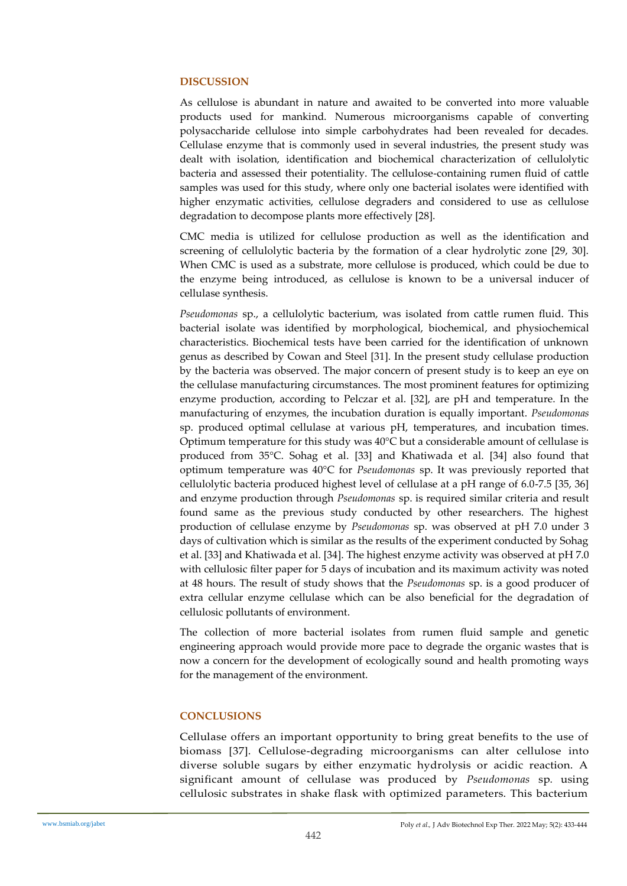## DISCUSSION

As cellulose is abundant in nature and awaited to be converted into more valuable products used for mankind. Numerous microorganisms capable of converting polysaccharide cellulose into simple carbohydrates had been revealed for decades. Cellulase enzyme that is commonly used in several industries, the present study was dealt with isolation, identification and biochemical characterization of cellulolytic bacteria and assessed their potentiality. The cellulose-containing rumen fluid of cattle samples was used for this study, where only one bacterial isolates were identified with higher enzymatic activities, cellulose degraders and considered to use as cellulose degradation to decompose plants more effectively [28].

CMC media is utilized for cellulose production as well as the identification and screening of cellulolytic bacteria by the formation of a clear hydrolytic zone [29, 30]. When CMC is used as a substrate, more cellulose is produced, which could be due to the enzyme being introduced, as cellulose is known to be a universal inducer of cellulase synthesis.

*Pseudomonas* sp., a cellulolytic bacterium, was isolated from cattle rumen fluid. This bacterial isolate was identified by morphological, biochemical, and physiochemical characteristics. Biochemical tests have been carried for the identification of unknown genus as described by Cowan and Steel [31]. In the present study cellulase production by the bacteria was observed. The major concern of present study is to keep an eye on the cellulase manufacturing circumstances. The most prominent features for optimizing enzyme production, according to Pelczar et al. [32], are pH and temperature. In the manufacturing of enzymes, the incubation duration is equally important. *Pseudomonas* sp. produced optimal cellulase at various pH, temperatures, and incubation times. Optimum temperature for this study was 40°C but a considerable amount of cellulase is produced from 35°C. Sohag et al. [33] and Khatiwada et al. [34] also found that optimum temperature was 40°C for *Pseudomonas* sp. It was previously reported that cellulolytic bacteria produced highest level of cellulase at a pH range of 6.0-7.5 [35, 36] and enzyme production through *Pseudomonas* sp. is required similar criteria and result found same as the previous study conducted by other researchers. The highest production of cellulase enzyme by *Pseudomonas* sp. was observed at pH 7.0 under 3 days of cultivation which is similar as the results of the experiment conducted by Sohag et al. [33] and Khatiwada et al. [34]. The highest enzyme activity was observed at pH 7.0 with cellulosic filter paper for 5 days of incubation and its maximum activity was noted at 48 hours. The result of study shows that the *Pseudomonas* sp. is a good producer of extra cellular enzyme cellulase which can be also beneficial for the degradation of cellulosic pollutants of environment.

The collection of more bacterial isolates from rumen fluid sample and genetic engineering approach would provide more pace to degrade the organic wastes that is now a concern for the development of ecologically sound and health promoting ways for the management of the environment.

## CONCLUSIONS

Cellulase offers an important opportunity to bring great benefits to the use of biomass [37]. Cellulose-degrading microorganisms can alter cellulose into diverse soluble sugars by either enzymatic hydrolysis or acidic reaction. A significant amount of cellulase was produced by *Pseudomonas* sp. using cellulosic substrates in shake flask with optimized parameters. This bacterium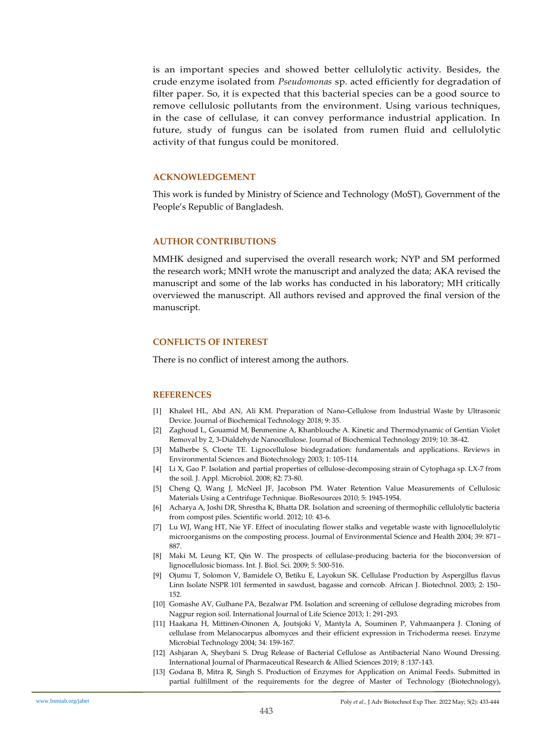is an important species and showed better cellulolytic activity. Besides, the crude enzyme isolated from *Pseudomonas* sp. acted efficiently for degradation of filter paper. So, it is expected that this bacterial species can be a good source to remove cellulosic pollutants from the environment. Using various techniques, in the case of cellulase, it can convey performance industrial application. In future, study of fungus can be isolated from rumen fluid and cellulolytic activity of that fungus could be monitored.

## ACKNOWLEDGEMENT

This work is funded by Ministry of Science and Technology (MoST), Government of the People's Republic of Bangladesh.

## AUTHOR CONTRIBUTIONS

MMHK designed and supervised the overall research work; NYP and SM performed the research work; MNH wrote the manuscript and analyzed the data; AKA revised the manuscript and some of the lab works has conducted in his laboratory; MH critically overviewed the manuscript. All authors revised and approved the final version of the manuscript.

## CONFLICTS OF INTEREST

There is no conflict of interest among the authors.

## REFERENCES

[1] Khaleel HL, Abd AN, Ali KM. Preparation of Nano-Cellulose from Industrial Waste by Ultrasonic Device. Journal of Biochemical Technology 2018; 9: 35.

[2] Zaghoud L, Gouamid M, Benmenine A, Khanblouche A. Kinetic and Thermodynamic of Gentian Violet Removal by 2, 3-Dialdehyde Nanocellulose. Journal of Biochemical Technology 2019; 10: 38-42.

[3] Malherbe S, Cloete TE. Lignocellulose biodegradation: fundamentals and applications. Reviews in Environmental Sciences and Biotechnology 2003; 1: 105-114.

[4] Li X, Gao P. Isolation and partial properties of cellulose-decomposing strain of Cytophaga sp. LX-7 from the soil. J. Appl. Microbiol. 2008; 82: 73-80.

[5] Cheng Q, Wang J, McNeel JF, Jacobson PM. Water Retention Value Measurements of Cellulosic Materials Using a Centrifuge Technique. BioResources 2010; 5: 1945-1954.

[6] Acharya A, Joshi DR, Shrestha K, Bhatta DR. Isolation and screening of thermophilic cellulolytic bacteria from compost piles. Scientific world. 2012; 10: 43-6.

[7] Lu WJ, Wang HT, Nie YF. Effect of inoculating flower stalks and vegetable waste with lignocellulolytic microorganisms on the composting process. Journal of Environmental Science and Health 2004; 39: 871–887.

[8] Maki M, Leung KT, Qin W. The prospects of cellulase-producing bacteria for the bioconversion of lignocellulosic biomass. Int. J. Biol. Sci. 2009; 5: 500-516.

[9] Ojumu T, Solomon V, Bamidele O, Betiku E, Layokun SK. Cellulase Production by Aspergillus flavus Linn Isolate NSPR 101 fermented in sawdust, bagasse and corncob. African J. Biotechnol. 2003; 2: 150–152.

[10] Gomashe AV, Gulhane PA, Bezalwar PM. Isolation and screening of cellulose degrading microbes from Nagpur region soil. International Journal of Life Science 2013; 1: 291-293.

[11] Haakana H, Mittinen-Oinonen A, Joutsjoki V, Mantyla A, Souminen P, Vahmaanpera J. Cloning of cellulase from Melanocarpus albomyces and their efficient expression in Trichoderma reesei. Enzyme Microbial Technology 2004; 34: 159-167.

[12] Ashjaran A, Sheybani S. Drug Release of Bacterial Cellulose as Antibacterial Nano Wound Dressing. International Journal of Pharmaceutical Research & Allied Sciences 2019; 8 :137-143.

[13] Godana B, Mitra R, Singh S. Production of Enzymes for Application on Animal Feeds. Submitted in partial fulfillment of the requirements for the degree of Master of Technology (Biotechnology),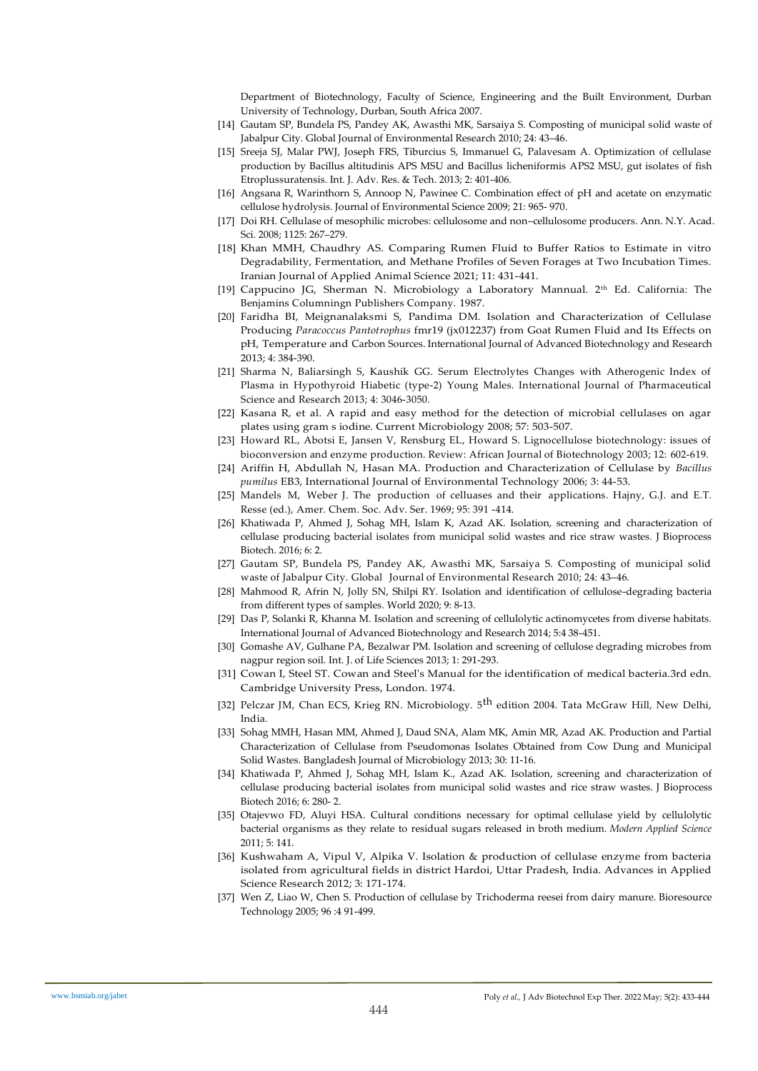Department of Biotechnology, Faculty of Science, Engineering and the Built Environment, Durban University of Technology, Durban, South Africa 2007.

[14] Gautam SP, Bundela PS, Pandey AK, Awasthi MK, Sarsaiya S. Composting of municipal solid waste of Jabalpur City. Global Journal of Environmental Research 2010; 24: 43–46.

[15] Sreeja SJ, Malar PWJ, Joseph FRS, Tiburcius S, Immanuel G, Palavesam A. Optimization of cellulase production by Bacillus altitudinis APS MSU and Bacillus licheniformis APS2 MSU, gut isolates of fish Etroplussuratensis. Int. J. Adv. Res. & Tech. 2013; 2: 401-406.

[16] Angsana R, Warinthorn S, Annoop N, Pawinee C. Combination effect of pH and acetate on enzymatic cellulose hydrolysis. Journal of Environmental Science 2009; 21: 965- 970.

[17] Doi RH. Cellulase of mesophilic microbes: cellulosome and non–cellulosome producers. Ann. N.Y. Acad. Sci. 2008; 1125: 267–279.

[18] Khan MMH, Chaudhry AS. Comparing Rumen Fluid to Buffer Ratios to Estimate in vitro Degradability, Fermentation, and Methane Profiles of Seven Forages at Two Incubation Times. Iranian Journal of Applied Animal Science 2021; 11: 431-441.

[19] Cappucino JG, Sherman N. Microbiology a Laboratory Mannual. 2nd Ed. California: The Benjamins Columningn Publishers Company. 1987.

[20] Faridha BI, Meignanalaksmi S, Pandima DM. Isolation and Characterization of Cellulase Producing *Paracoccus Pantotrophus* fmr19 (jx012237) from Goat Rumen Fluid and Its Effects on pH, Temperature and Carbon Sources. International Journal of Advanced Biotechnology and Research 2013; 4: 384-390.

[21] Sharma N, Baliarsingh S, Kaushik GG. Serum Electrolytes Changes with Atherogenic Index of Plasma in Hypothyroid Hiabetic (type-2) Young Males. International Journal of Pharmaceutical Science and Research 2013; 4: 3046-3050.

[22] Kasana R, et al. A rapid and easy method for the detection of microbial cellulases on agar plates using gram s iodine. Current Microbiology 2008; 57: 503-507.

[23] Howard RL, Abotsi E, Jansen V, Rensburg EL, Howard S. Lignocellulose biotechnology: issues of bioconversion and enzyme production. Review: African Journal of Biotechnology 2003; 12: 602-619.

[24] Ariffin H, Abdullah N, Hasan MA. Production and Characterization of Cellulase by *Bacillus pumilus* EB3, International Journal of Environmental Technology 2006; 3: 44-53.

[25] Mandels M, Weber J. The production of celluases and their applications. Hajny, G.J. and E.T. Resse (ed.), Amer. Chem. Soc. Adv. Ser. 1969; 95: 391 -414.

[26] Khatiwada P, Ahmed J, Sohag MH, Islam K, Azad AK. Isolation, screening and characterization of cellulase producing bacterial isolates from municipal solid wastes and rice straw wastes. J Bioprocess Biotech. 2016; 6: 2.

[27] Gautam SP, Bundela PS, Pandey AK, Awasthi MK, Sarsaiya S. Composting of municipal solid waste of Jabalpur City. Global Journal of Environmental Research 2010; 24: 43–46.

[28] Mahmood R, Afrin N, Jolly SN, Shilpi RY. Isolation and identification of cellulose-degrading bacteria from different types of samples. World 2020; 9: 8-13.

[29] Das P, Solanki R, Khanna M. Isolation and screening of cellulolytic actinomycetes from diverse habitats. International Journal of Advanced Biotechnology and Research 2014; 5:4 38-451.

[30] Gomashe AV, Gulhane PA, Bezalwar PM. Isolation and screening of cellulose degrading microbes from nagpur region soil. Int. J. of Life Sciences 2013; 1: 291-293.

[31] Cowan I, Steel ST. Cowan and Steel's Manual for the identification of medical bacteria.3rd edn. Cambridge University Press, London. 1974.

[32] Pelczar JM, Chan ECS, Krieg RN. Microbiology. 5th edition 2004. Tata McGraw Hill, New Delhi, India.

[33] Sohag MMH, Hasan MM, Ahmed J, Daud SNA, Alam MK, Amin MR, Azad AK. Production and Partial Characterization of Cellulase from Pseudomonas Isolates Obtained from Cow Dung and Municipal Solid Wastes. Bangladesh Journal of Microbiology 2013; 30: 11-16.

[34] Khatiwada P, Ahmed J, Sohag MH, Islam K., Azad AK. Isolation, screening and characterization of cellulase producing bacterial isolates from municipal solid wastes and rice straw wastes. J Bioprocess Biotech 2016; 6: 280- 2.

[35] Otajevwo FD, Aluyi HSA. Cultural conditions necessary for optimal cellulase yield by cellulolytic bacterial organisms as they relate to residual sugars released in broth medium. *Modern Applied Science* 2011; 5: 141.

[36] Kushwaham A, Vipul V, Alpika V. Isolation & production of cellulase enzyme from bacteria isolated from agricultural fields in district Hardoi, Uttar Pradesh, India. Advances in Applied Science Research 2012; 3: 171-174.

[37] Wen Z, Liao W, Chen S. Production of cellulase by Trichoderma reesei from dairy manure. Bioresource Technology 2005; 96 :4 91-499.